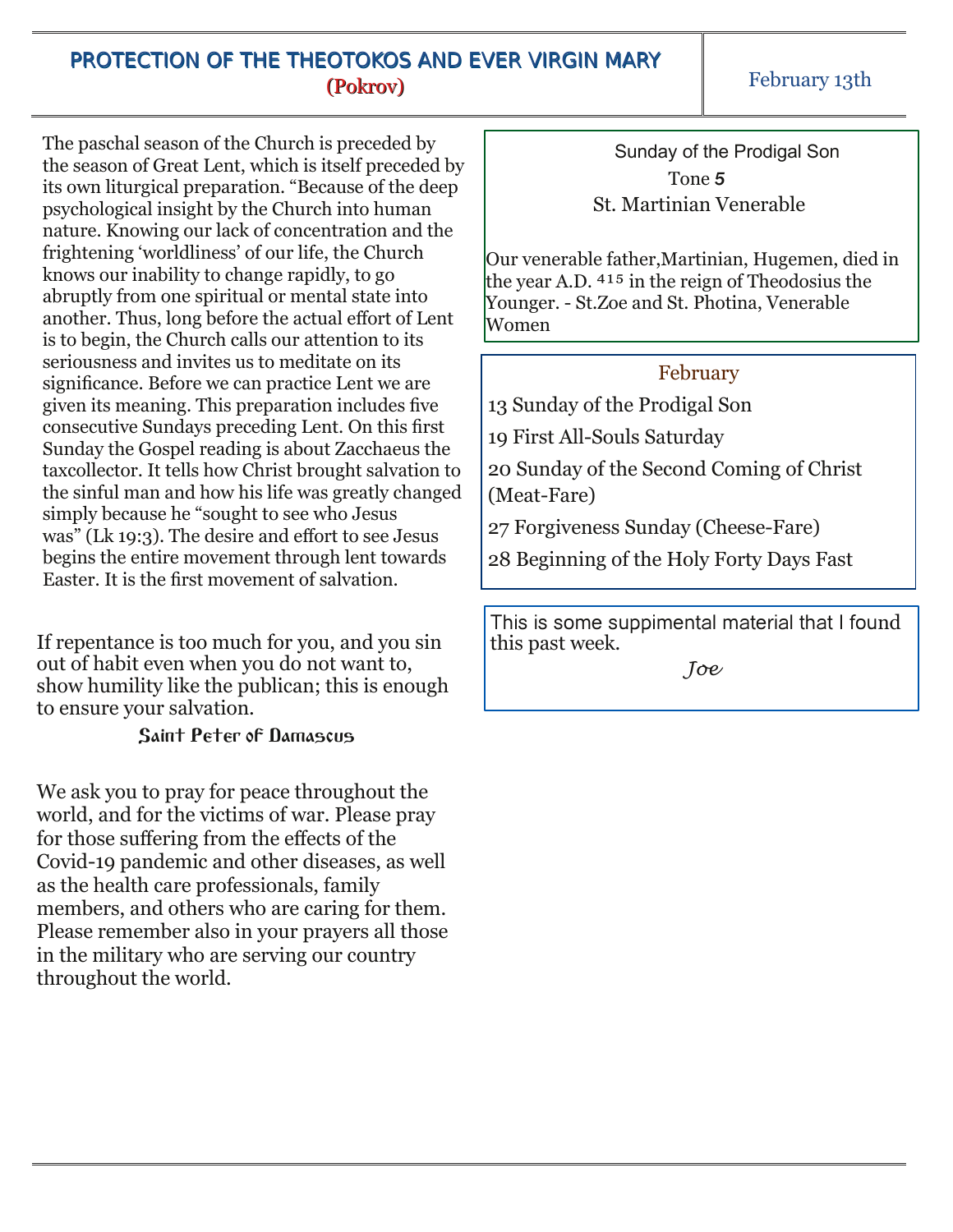# PROTECTION OF THE THEOTOKOS AND EVER VIRGIN MARY

## (Pokrov)

February 13th

The paschal season of the Church is preceded by the season of Great Lent, which is itself preceded by its own liturgical preparation. "Because of the deep psychological insight by the Church into human nature. Knowing our lack of concentration and the frightening 'worldliness' of our life, the Church knows our inability to change rapidly, to go abruptly from one spiritual or mental state into another. Thus, long before the actual effort of Lent is to begin, the Church calls our attention to its seriousness and invites us to meditate on its significance. Before we can practice Lent we are given its meaning. This preparation includes five consecutive Sundays preceding Lent. On this first Sunday the Gospel reading is about Zacchaeus the taxcollector. It tells how Christ brought salvation to the sinful man and how his life was greatly changed simply because he "sought to see who Jesus was" (Lk 19:3). The desire and effort to see Jesus begins the entire movement through lent towards Easter. It is the first movement of salvation.

If repentance is too much for you, and you sin out of habit even when you do not want to, show humility like the publican; this is enough to ensure your salvation.

Saint Peter of Damascus

We ask you to pray for peace throughout the world, and for the victims of war. Please pray for those suffering from the effects of the Covid-19 pandemic and other diseases, as well as the health care professionals, family members, and others who are caring for them. Please remember also in your prayers all those in the military who are serving our country throughout the world.

Sunday of the Prodigal Son

Tone **5**

St. Martinian Venerable

Our venerable father,Martinian, Hugemen, died in the year A.D. 415 in the reign of Theodosius the Younger. - St.Zoe and St. Photina, Venerable Women

**February**

13 Sunday of the Prodigal Son

19 First All-Souls Saturday

20 Sunday of the Second Coming of Christ (Meat-Fare)

27 Forgiveness Sunday (Cheese-Fare)

28 Beginning of the Holy Forty Days Fast

This is some suppimental material that I found this past week.

*Joe*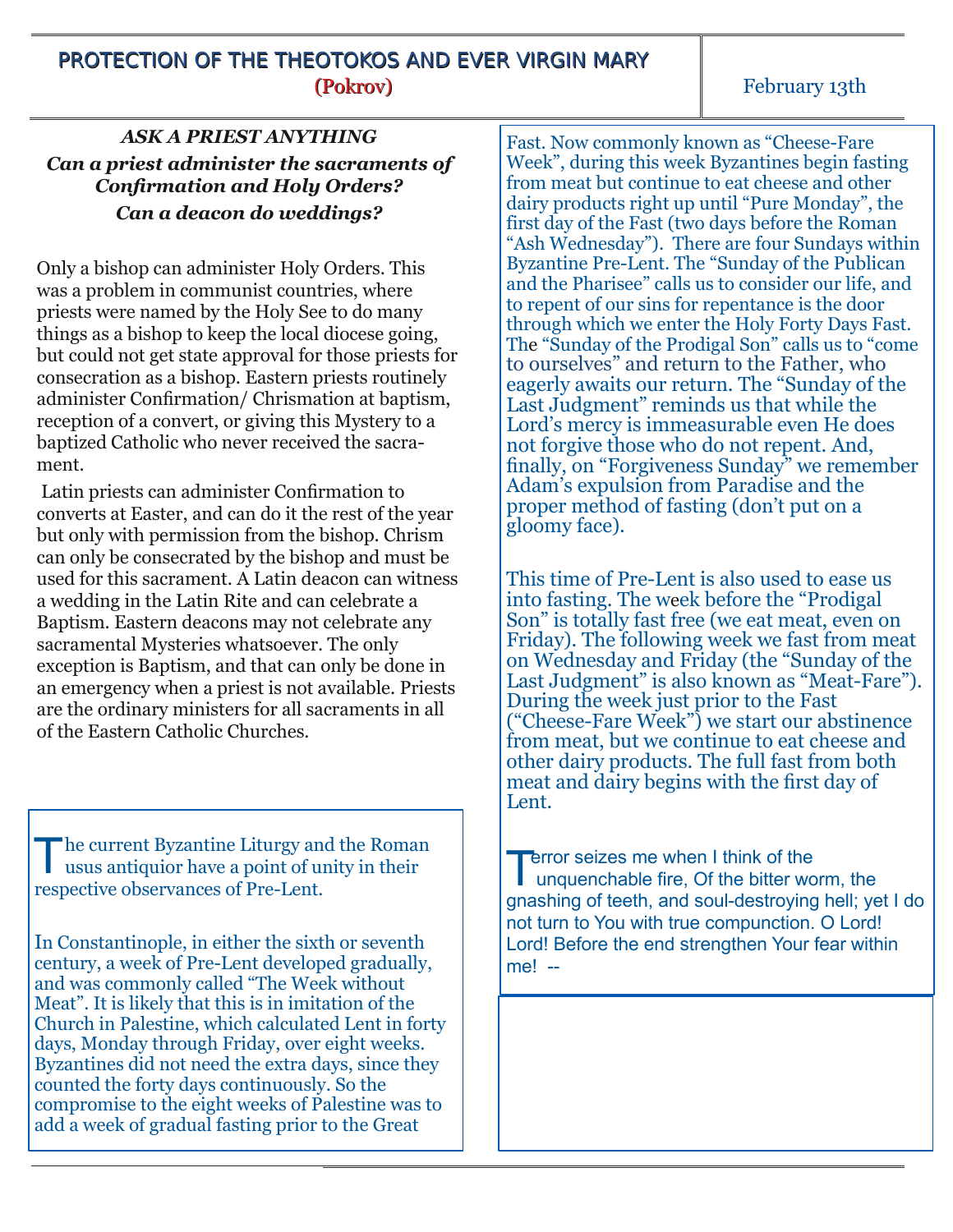# PROTECTION OF THE THEOTOKOS AND EVER VIRGIN MARY

**(Pokrov)**

February 13th

***ASK A PRIEST ANYTHING***

***Can a priest administer the sacraments of Confirmation and Holy Orders?***

***Can a deacon do weddings?***

Only a bishop can administer Holy Orders. This was a problem in communist countries, where priests were named by the Holy See to do many things as a bishop to keep the local diocese going, but could not get state approval for those priests for consecration as a bishop. Eastern priests routinely administer Confirmation/ Chrismation at baptism, reception of a convert, or giving this Mystery to a baptized Catholic who never received the sacrament.

Latin priests can administer Confirmation to converts at Easter, and can do it the rest of the year but only with permission from the bishop. Chrism can only be consecrated by the bishop and must be used for this sacrament. A Latin deacon can witness a wedding in the Latin Rite and can celebrate a Baptism. Eastern deacons may not celebrate any sacramental Mysteries whatsoever. The only exception is Baptism, and that can only be done in an emergency when a priest is not available. Priests are the ordinary ministers for all sacraments in all of the Eastern Catholic Churches.

The current Byzantine Liturgy and the Roman usus antiquior have a point of unity in their respective observances of Pre-Lent.

In Constantinople, in either the sixth or seventh century, a week of Pre-Lent developed gradually, and was commonly called "The Week without Meat". It is likely that this is in imitation of the Church in Palestine, which calculated Lent in forty days, Monday through Friday, over eight weeks. Byzantines did not need the extra days, since they counted the forty days continuously. So the compromise to the eight weeks of Palestine was to add a week of gradual fasting prior to the Great Fast. Now commonly known as "Cheese-Fare Week", during this week Byzantines begin fasting from meat but continue to eat cheese and other dairy products right up until "Pure Monday", the first day of the Fast (two days before the Roman "Ash Wednesday"). There are four Sundays within Byzantine Pre-Lent. The "Sunday of the Publican and the Pharisee" calls us to consider our life, and to repent of our sins for repentance is the door through which we enter the Holy Forty Days Fast. The "Sunday of the Prodigal Son" calls us to "come to ourselves" and return to the Father, who eagerly awaits our return. The "Sunday of the Last Judgment" reminds us that while the Lord's mercy is immeasurable even He does not forgive those who do not repent. And, finally, on "Forgiveness Sunday" we remember Adam's expulsion from Paradise and the proper method of fasting (don't put on a gloomy face).

This time of Pre-Lent is also used to ease us into fasting. The week before the "Prodigal Son" is totally fast free (we eat meat, even on Friday). The following week we fast from meat on Wednesday and Friday (the "Sunday of the Last Judgment" is also known as "Meat-Fare"). During the week just prior to the Fast ("Cheese-Fare Week") we start our abstinence from meat, but we continue to eat cheese and other dairy products. The full fast from both meat and dairy begins with the first day of Lent.

Terror seizes me when I think of the unquenchable fire, Of the bitter worm, the gnashing of teeth, and soul-destroying hell; yet I do not turn to You with true compunction. O Lord! Lord! Before the end strengthen Your fear within me! --